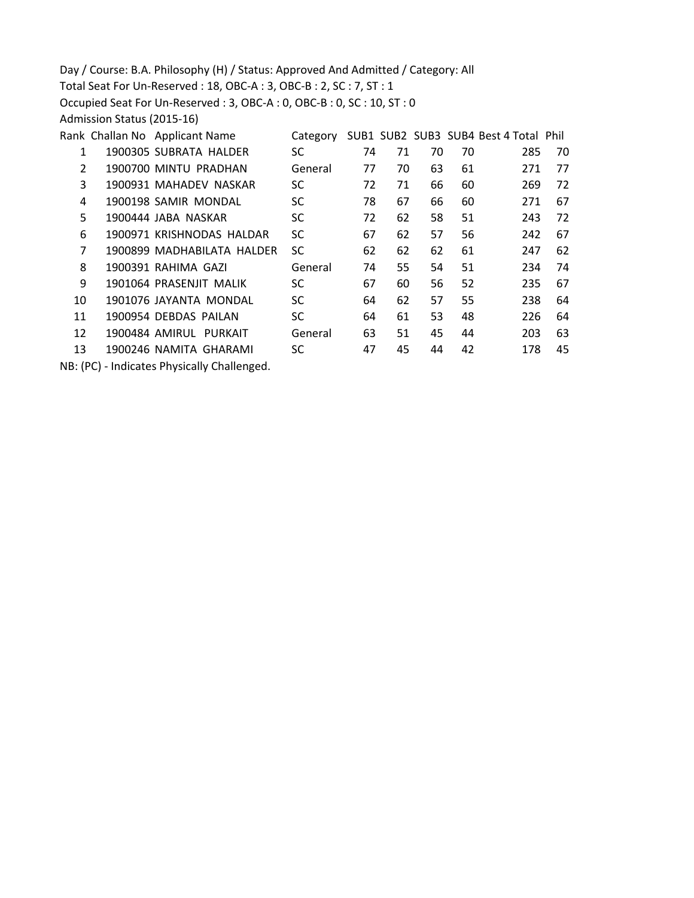Day / Course: B.A. Philosophy (H) / Status: Approved And Admitted / Category: All

Total Seat For Un-Reserved : 18, OBC-A : 3, OBC-B : 2, SC : 7, ST : 1

Occupied Seat For Un-Reserved : 3, OBC-A : 0, OBC-B : 0, SC : 10, ST : 0

Admission Status (2015-16)

| Rank | Challan No | Applicant Name | Category | SUB1 | SUB2 | SUB3 | SUB4 | Best 4 Total | Phil |
|---|---|---|---|---|---|---|---|---|---|
| 1 | 1900305 | SUBRATA HALDER | SC | 74 | 71 | 70 | 70 | 285 | 70 |
| 2 | 1900700 | MINTU PRADHAN | General | 77 | 70 | 63 | 61 | 271 | 77 |
| 3 | 1900931 | MAHADEV NASKAR | SC | 72 | 71 | 66 | 60 | 269 | 72 |
| 4 | 1900198 | SAMIR MONDAL | SC | 78 | 67 | 66 | 60 | 271 | 67 |
| 5 | 1900444 | JABA NASKAR | SC | 72 | 62 | 58 | 51 | 243 | 72 |
| 6 | 1900971 | KRISHNODAS HALDAR | SC | 67 | 62 | 57 | 56 | 242 | 67 |
| 7 | 1900899 | MADHABILATA HALDER | SC | 62 | 62 | 62 | 61 | 247 | 62 |
| 8 | 1900391 | RAHIMA GAZI | General | 74 | 55 | 54 | 51 | 234 | 74 |
| 9 | 1901064 | PRASENJIT MALIK | SC | 67 | 60 | 56 | 52 | 235 | 67 |
| 10 | 1901076 | JAYANTA MONDAL | SC | 64 | 62 | 57 | 55 | 238 | 64 |
| 11 | 1900954 | DEBDAS PAILAN | SC | 64 | 61 | 53 | 48 | 226 | 64 |
| 12 | 1900484 | AMIRUL PURKAIT | General | 63 | 51 | 45 | 44 | 203 | 63 |
| 13 | 1900246 | NAMITA GHARAMI | SC | 47 | 45 | 44 | 42 | 178 | 45 |

NB: (PC) - Indicates Physically Challenged.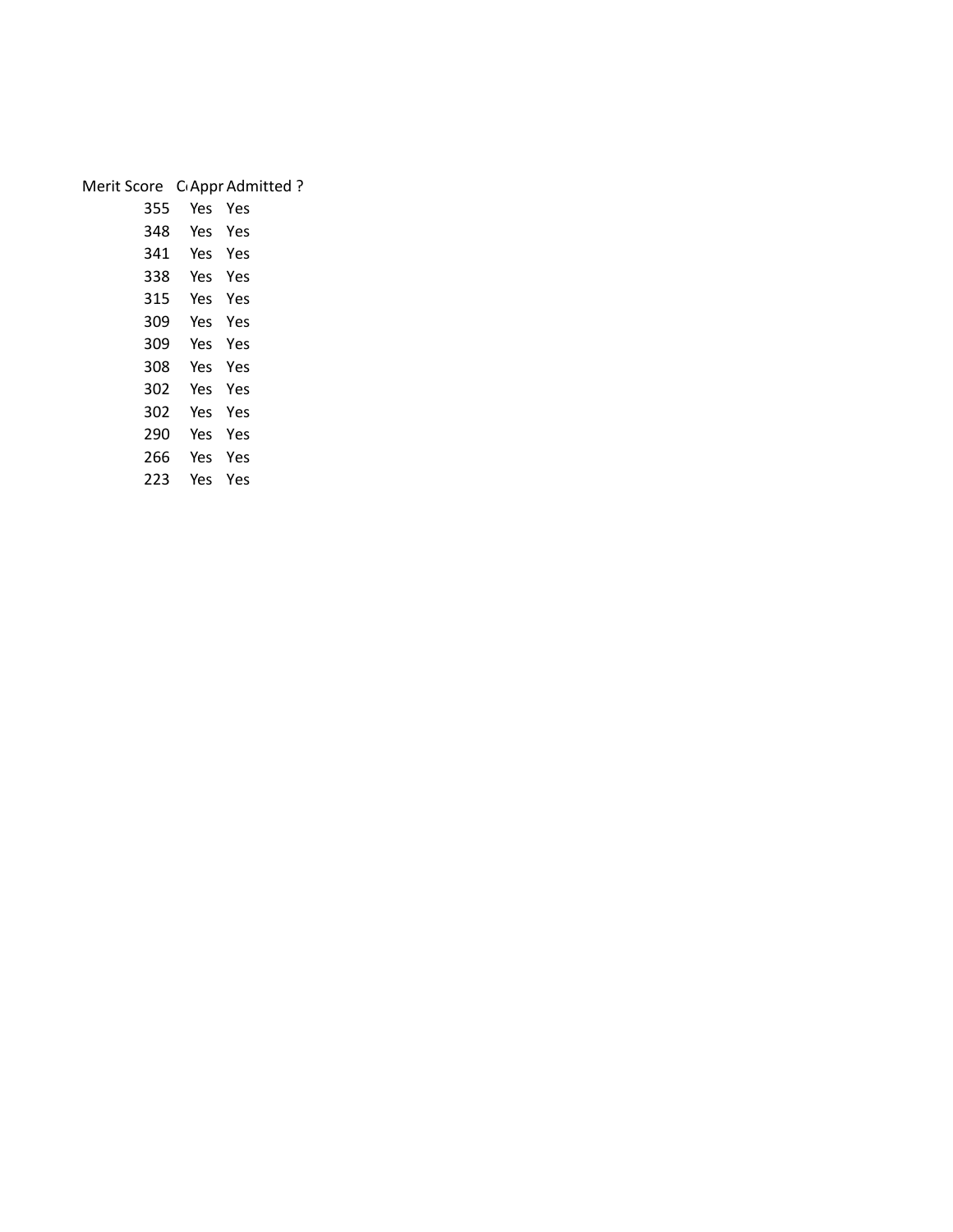| Merit Score | C Appr | Admitted ? |
|---|---|---|
| 355 | Yes | Yes |
| 348 | Yes | Yes |
| 341 | Yes | Yes |
| 338 | Yes | Yes |
| 315 | Yes | Yes |
| 309 | Yes | Yes |
| 309 | Yes | Yes |
| 308 | Yes | Yes |
| 302 | Yes | Yes |
| 302 | Yes | Yes |
| 290 | Yes | Yes |
| 266 | Yes | Yes |
| 223 | Yes | Yes |